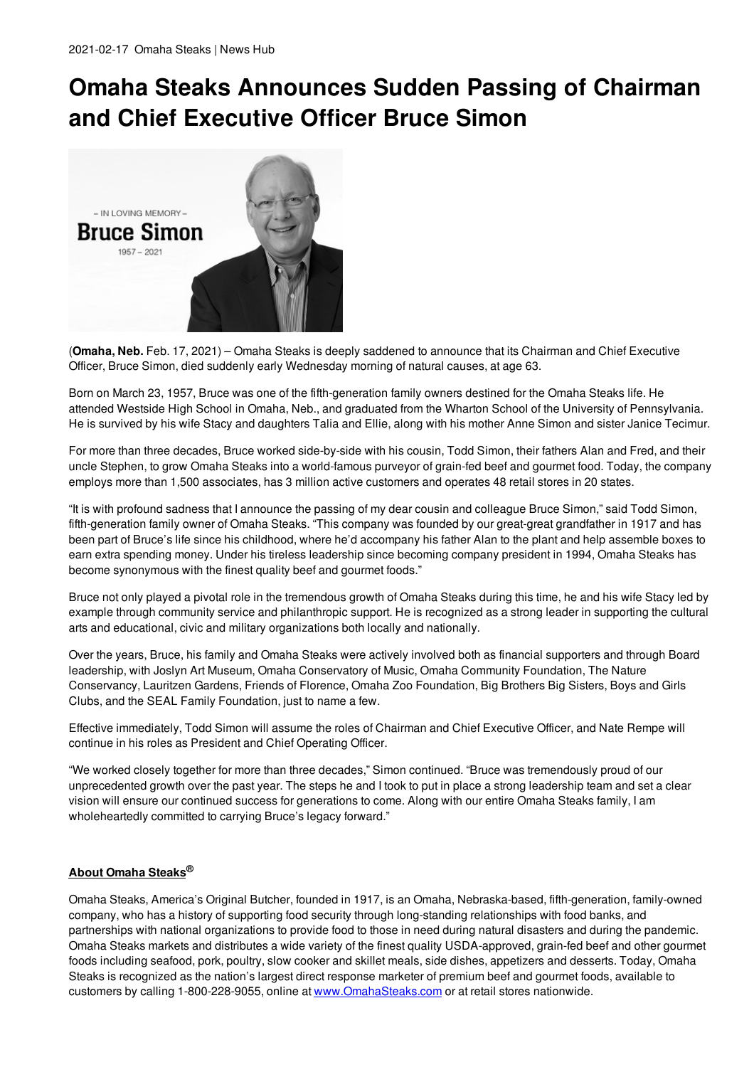# Omaha Steaks Announces Sudden Passing of Chairman and Chief Executive Officer Bruce Simon

(**Omaha, Neb.** Feb. 17, 2021) – Omaha Steaks is deeply saddened to announce that its Chairman and Chief Executive Officer, Bruce Simon, died suddenly early Wednesday morning of natural causes, at age 63.

Born on March 23, 1957, Bruce was one of the fifth-generation family owners destined for the Omaha Steaks life. He attended Westside High School in Omaha, Neb., and graduated from the Wharton School of the University of Pennsylvania. He is survived by his wife Stacy and daughters Talia and Ellie, along with his mother Anne Simon and sister Janice Tecimur.

For more than three decades, Bruce worked side-by-side with his cousin, Todd Simon, their fathers Alan and Fred, and their uncle Stephen, to grow Omaha Steaks into a world-famous purveyor of grain-fed beef and gourmet food. Today, the company employs more than 1,500 associates, has 3 million active customers and operates 48 retail stores in 20 states.

"It is with profound sadness that I announce the passing of my dear cousin and colleague Bruce Simon," said Todd Simon, fifth-generation family owner of Omaha Steaks. "This company was founded by our great-great grandfather in 1917 and has been part of Bruce's life since his childhood, where he'd accompany his father Alan to the plant and help assemble boxes to earn extra spending money. Under his tireless leadership since becoming company president in 1994, Omaha Steaks has become synonymous with the finest quality beef and gourmet foods."

Bruce not only played a pivotal role in the tremendous growth of Omaha Steaks during this time, he and his wife Stacy led by example through community service and philanthropic support. He is recognized as a strong leader in supporting the cultural arts and educational, civic and military organizations both locally and nationally.

Over the years, Bruce, his family and Omaha Steaks were actively involved both as financial supporters and through Board leadership, with Joslyn Art Museum, Omaha Conservatory of Music, Omaha Community Foundation, The Nature Conservancy, Lauritzen Gardens, Friends of Florence, Omaha Zoo Foundation, Big Brothers Big Sisters, Boys and Girls Clubs, and the SEAL Family Foundation, just to name a few.

Effective immediately, Todd Simon will assume the roles of Chairman and Chief Executive Officer, and Nate Rempe will continue in his roles as President and Chief Operating Officer.

"We worked closely together for more than three decades," Simon continued. "Bruce was tremendously proud of our unprecedented growth over the past year. The steps he and I took to put in place a strong leadership team and set a clear vision will ensure our continued success for generations to come. Along with our entire Omaha Steaks family, I am wholeheartedly committed to carrying Bruce's legacy forward."

## About Omaha Steaks®

Omaha Steaks, America's Original Butcher, founded in 1917, is an Omaha, Nebraska-based, fifth-generation, family-owned company, who has a history of supporting food security through long-standing relationships with food banks, and partnerships with national organizations to provide food to those in need during natural disasters and during the pandemic. Omaha Steaks markets and distributes a wide variety of the finest quality USDA-approved, grain-fed beef and other gourmet foods including seafood, pork, poultry, slow cooker and skillet meals, side dishes, appetizers and desserts. Today, Omaha Steaks is recognized as the nation's largest direct response marketer of premium beef and gourmet foods, available to customers by calling 1-800-228-9055, online at www.OmahaSteaks.com or at retail stores nationwide.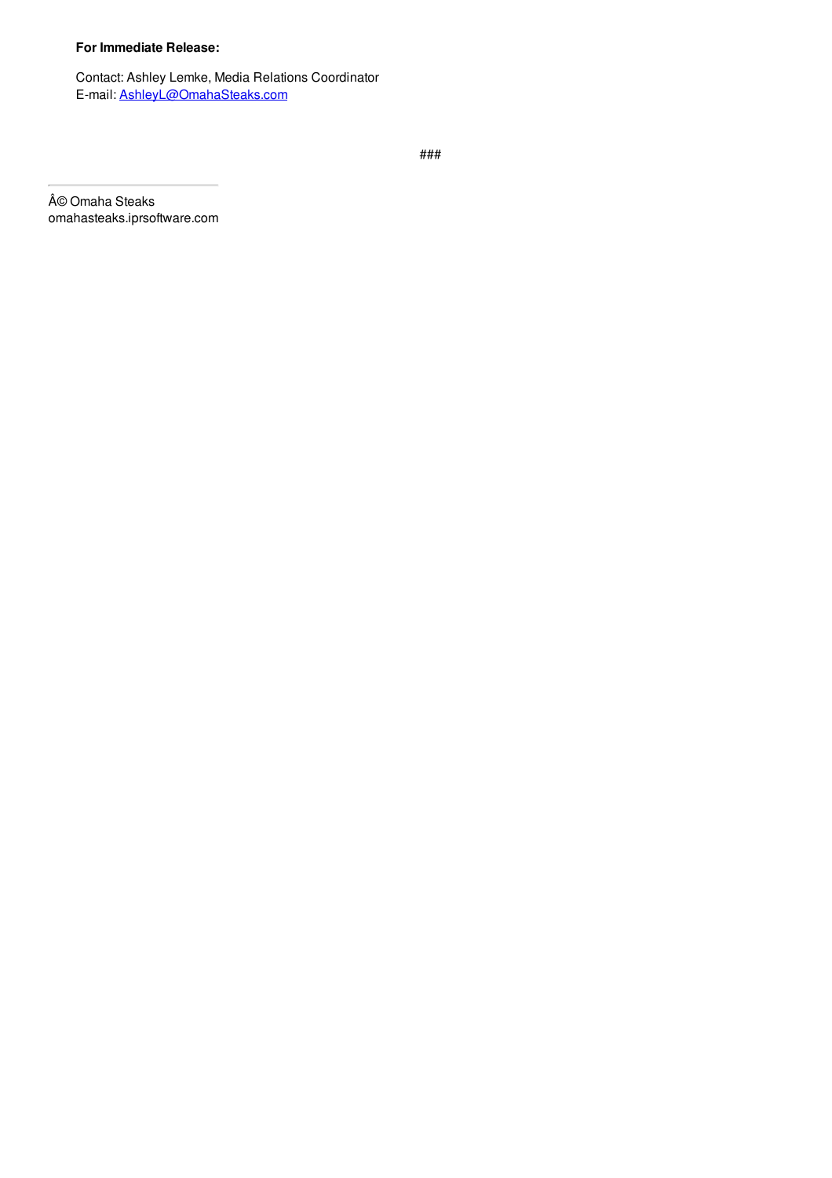**For Immediate Release:**

Contact: Ashley Lemke, Media Relations Coordinator
E-mail: AshleyL@OmahaSteaks.com

###

---

Â© Omaha Steaks
omahasteaks.iprsoftware.com